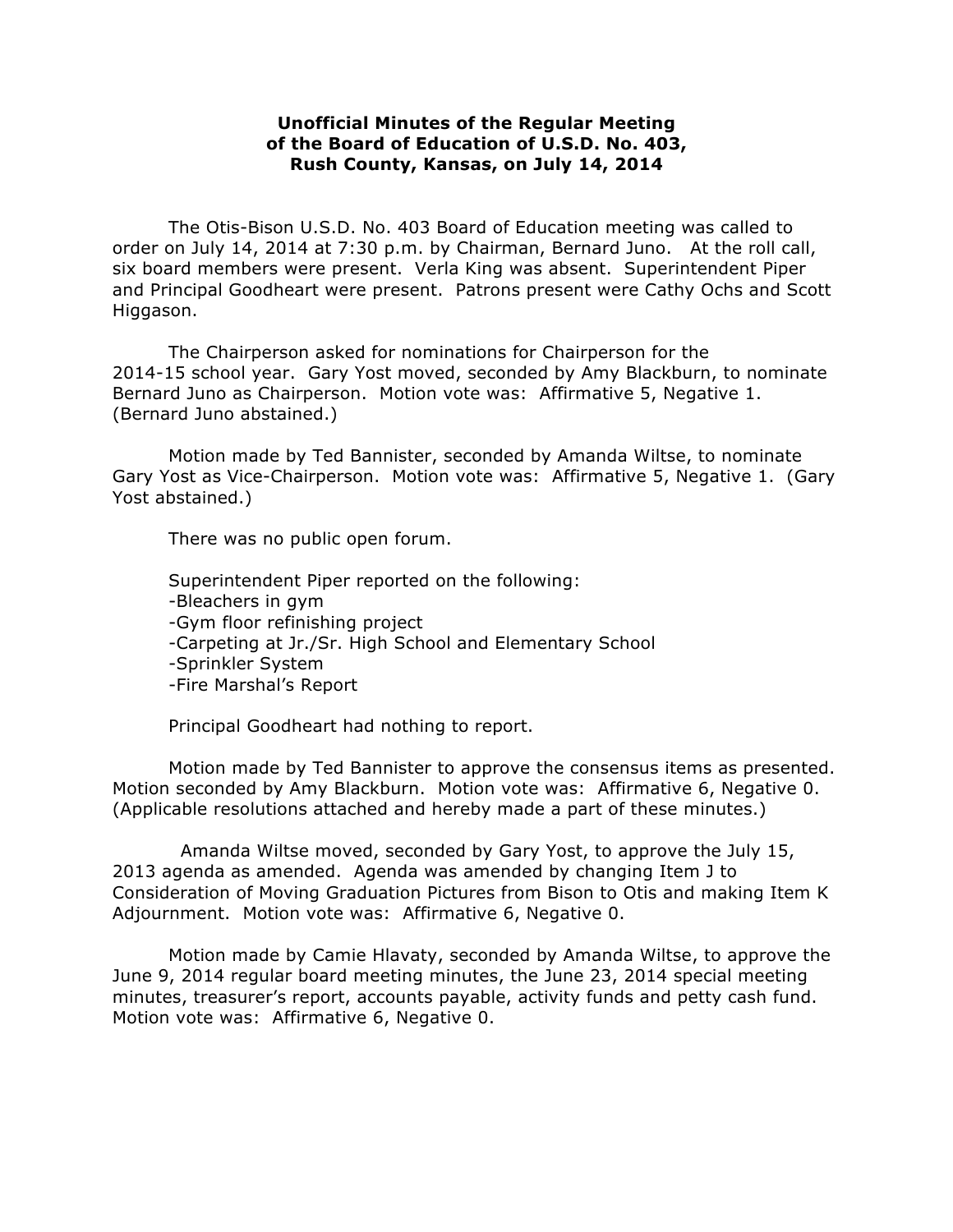**Unofficial Minutes of the Regular Meeting of the Board of Education of U.S.D. No. 403, Rush County, Kansas, on July 14, 2014**

The Otis-Bison U.S.D. No. 403 Board of Education meeting was called to order on July 14, 2014 at 7:30 p.m. by Chairman, Bernard Juno. At the roll call, six board members were present. Verla King was absent. Superintendent Piper and Principal Goodheart were present. Patrons present were Cathy Ochs and Scott Higgason.

The Chairperson asked for nominations for Chairperson for the 2014-15 school year. Gary Yost moved, seconded by Amy Blackburn, to nominate Bernard Juno as Chairperson. Motion vote was: Affirmative 5, Negative 1. (Bernard Juno abstained.)

Motion made by Ted Bannister, seconded by Amanda Wiltse, to nominate Gary Yost as Vice-Chairperson. Motion vote was: Affirmative 5, Negative 1. (Gary Yost abstained.)

There was no public open forum.

Superintendent Piper reported on the following:
- Bleachers in gym
- Gym floor refinishing project
- Carpeting at Jr./Sr. High School and Elementary School
- Sprinkler System
- Fire Marshal's Report

Principal Goodheart had nothing to report.

Motion made by Ted Bannister to approve the consensus items as presented. Motion seconded by Amy Blackburn. Motion vote was: Affirmative 6, Negative 0. (Applicable resolutions attached and hereby made a part of these minutes.)

Amanda Wiltse moved, seconded by Gary Yost, to approve the July 15, 2013 agenda as amended. Agenda was amended by changing Item J to Consideration of Moving Graduation Pictures from Bison to Otis and making Item K Adjournment. Motion vote was: Affirmative 6, Negative 0.

Motion made by Camie Hlavaty, seconded by Amanda Wiltse, to approve the June 9, 2014 regular board meeting minutes, the June 23, 2014 special meeting minutes, treasurer's report, accounts payable, activity funds and petty cash fund. Motion vote was: Affirmative 6, Negative 0.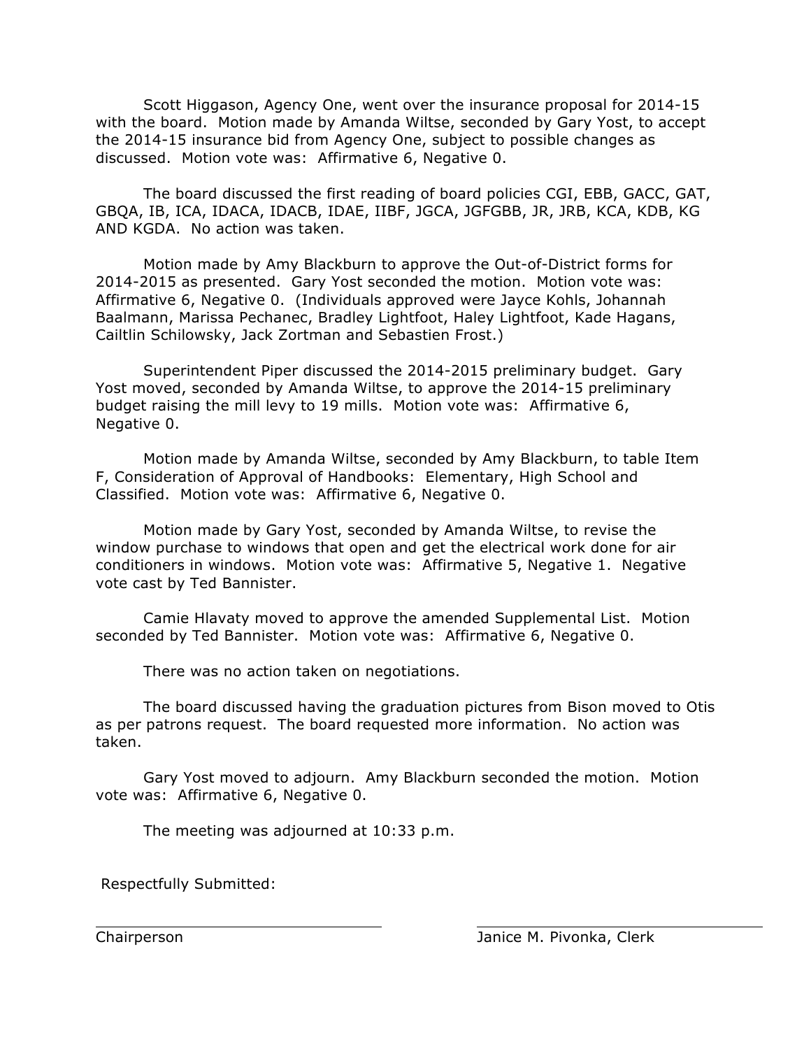Scott Higgason, Agency One, went over the insurance proposal for 2014-15 with the board. Motion made by Amanda Wiltse, seconded by Gary Yost, to accept the 2014-15 insurance bid from Agency One, subject to possible changes as discussed. Motion vote was: Affirmative 6, Negative 0.

The board discussed the first reading of board policies CGI, EBB, GACC, GAT, GBQA, IB, ICA, IDACA, IDACB, IDAE, IIBF, JGCA, JGFGBB, JR, JRB, KCA, KDB, KG AND KGDA. No action was taken.

Motion made by Amy Blackburn to approve the Out-of-District forms for 2014-2015 as presented. Gary Yost seconded the motion. Motion vote was: Affirmative 6, Negative 0. (Individuals approved were Jayce Kohls, Johannah Baalmann, Marissa Pechanec, Bradley Lightfoot, Haley Lightfoot, Kade Hagans, Cailtlin Schilowsky, Jack Zortman and Sebastien Frost.)

Superintendent Piper discussed the 2014-2015 preliminary budget. Gary Yost moved, seconded by Amanda Wiltse, to approve the 2014-15 preliminary budget raising the mill levy to 19 mills. Motion vote was: Affirmative 6, Negative 0.

Motion made by Amanda Wiltse, seconded by Amy Blackburn, to table Item F, Consideration of Approval of Handbooks: Elementary, High School and Classified. Motion vote was: Affirmative 6, Negative 0.

Motion made by Gary Yost, seconded by Amanda Wiltse, to revise the window purchase to windows that open and get the electrical work done for air conditioners in windows. Motion vote was: Affirmative 5, Negative 1. Negative vote cast by Ted Bannister.

Camie Hlavaty moved to approve the amended Supplemental List. Motion seconded by Ted Bannister. Motion vote was: Affirmative 6, Negative 0.

There was no action taken on negotiations.

The board discussed having the graduation pictures from Bison moved to Otis as per patrons request. The board requested more information. No action was taken.

Gary Yost moved to adjourn. Amy Blackburn seconded the motion. Motion vote was: Affirmative 6, Negative 0.

The meeting was adjourned at 10:33 p.m.

Respectfully Submitted:

\_\_\_\_\_\_\_\_\_\_\_\_\_\_\_\_\_\_\_\_\_\_\_\_\_\_\_\_\_\_
Chairperson

\_\_\_\_\_\_\_\_\_\_\_\_\_\_\_\_\_\_\_\_\_\_\_\_\_\_\_\_\_\_
Janice M. Pivonka, Clerk